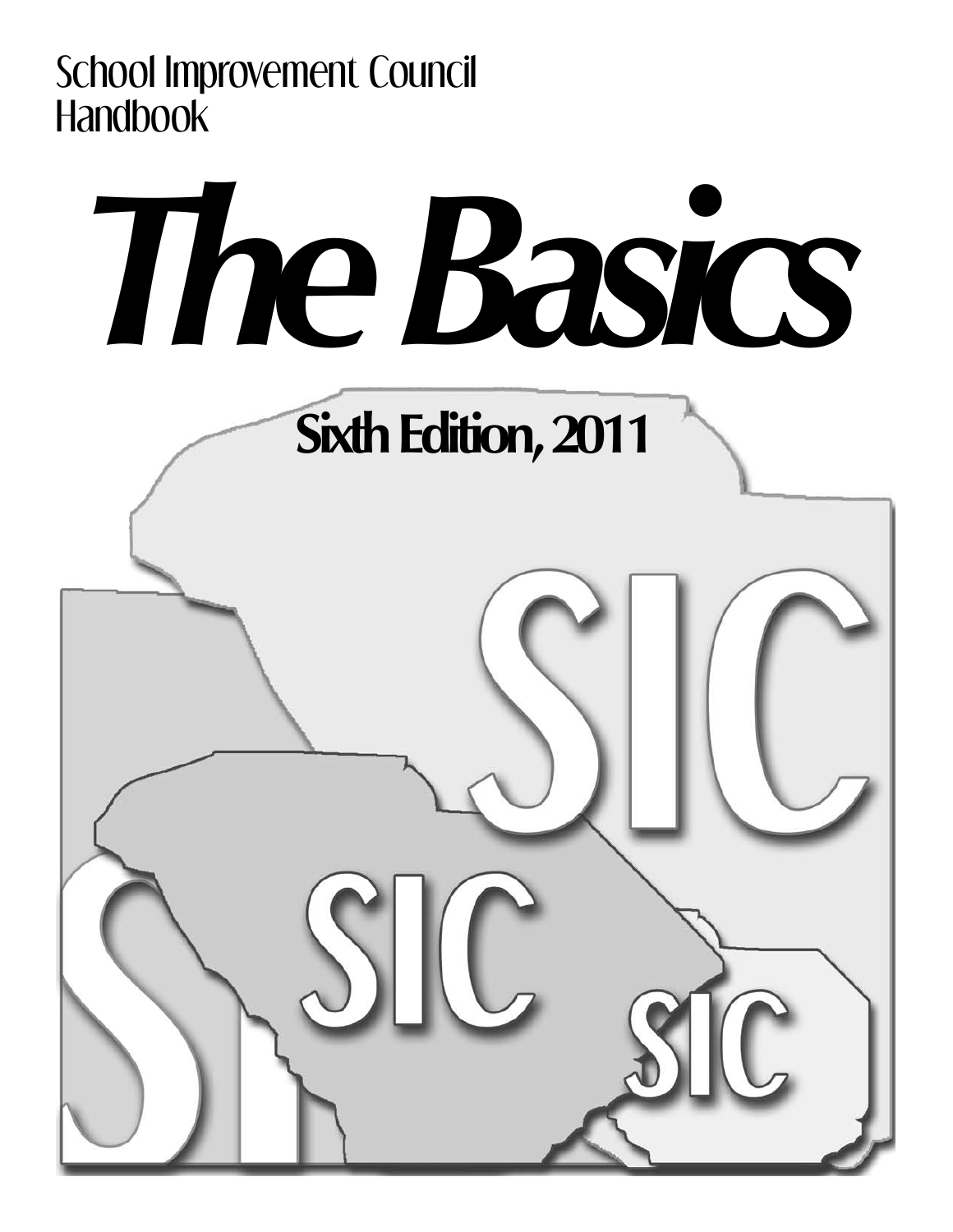School Improvement Council Handbook

# The Basics

## Sixth Edition, 2011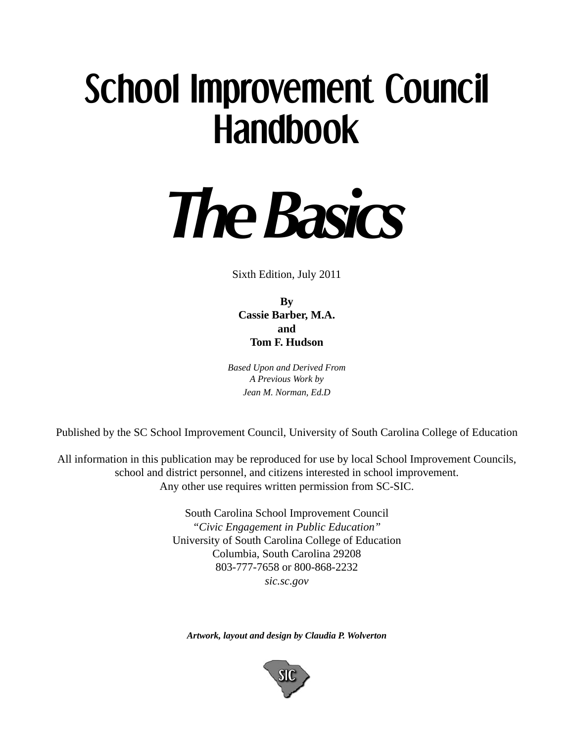# School Improvement Council Handbook

# *The Basics*

Sixth Edition, July 2011

**By**
**Cassie Barber, M.A.**
**and**
**Tom F. Hudson**

*Based Upon and Derived From*
*A Previous Work by*
*Jean M. Norman, Ed.D*

Published by the SC School Improvement Council, University of South Carolina College of Education

All information in this publication may be reproduced for use by local School Improvement Councils, school and district personnel, and citizens interested in school improvement.
Any other use requires written permission from SC-SIC.

South Carolina School Improvement Council
*"Civic Engagement in Public Education"*
University of South Carolina College of Education
Columbia, South Carolina 29208
803-777-7658 or 800-868-2232
*sic.sc.gov*

***Artwork, layout and design by Claudia P. Wolverton***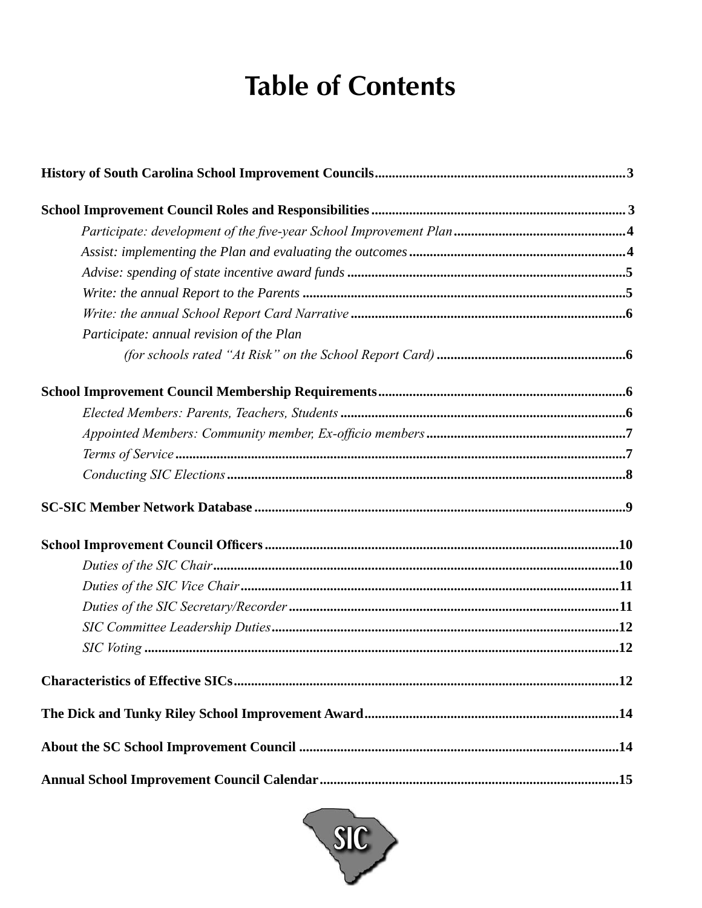# Table of Contents

**History of South Carolina School Improvement Councils** .......... **3**

**School Improvement Council Roles and Responsibilities** .......... **3**

- *Participate: development of the five-year School Improvement Plan* .......... **4**
- *Assist: implementing the Plan and evaluating the outcomes* .......... **4**
- *Advise: spending of state incentive award funds* .......... **5**
- *Write: the annual Report to the Parents* .......... **5**
- *Write: the annual School Report Card Narrative* .......... **6**
- *Participate: annual revision of the Plan (for schools rated "At Risk" on the School Report Card)* .......... **6**

**School Improvement Council Membership Requirements** .......... **6**

- *Elected Members: Parents, Teachers, Students* .......... **6**
- *Appointed Members: Community member, Ex-officio members* .......... **7**
- *Terms of Service* .......... **7**
- *Conducting SIC Elections* .......... **8**

**SC-SIC Member Network Database** .......... **9**

**School Improvement Council Officers** .......... **10**

- *Duties of the SIC Chair* .......... **10**
- *Duties of the SIC Vice Chair* .......... **11**
- *Duties of the SIC Secretary/Recorder* .......... **11**
- *SIC Committee Leadership Duties* .......... **12**
- *SIC Voting* .......... **12**

**Characteristics of Effective SICs** .......... **12**

**The Dick and Tunky Riley School Improvement Award** .......... **14**

**About the SC School Improvement Council** .......... **14**

**Annual School Improvement Council Calendar** .......... **15**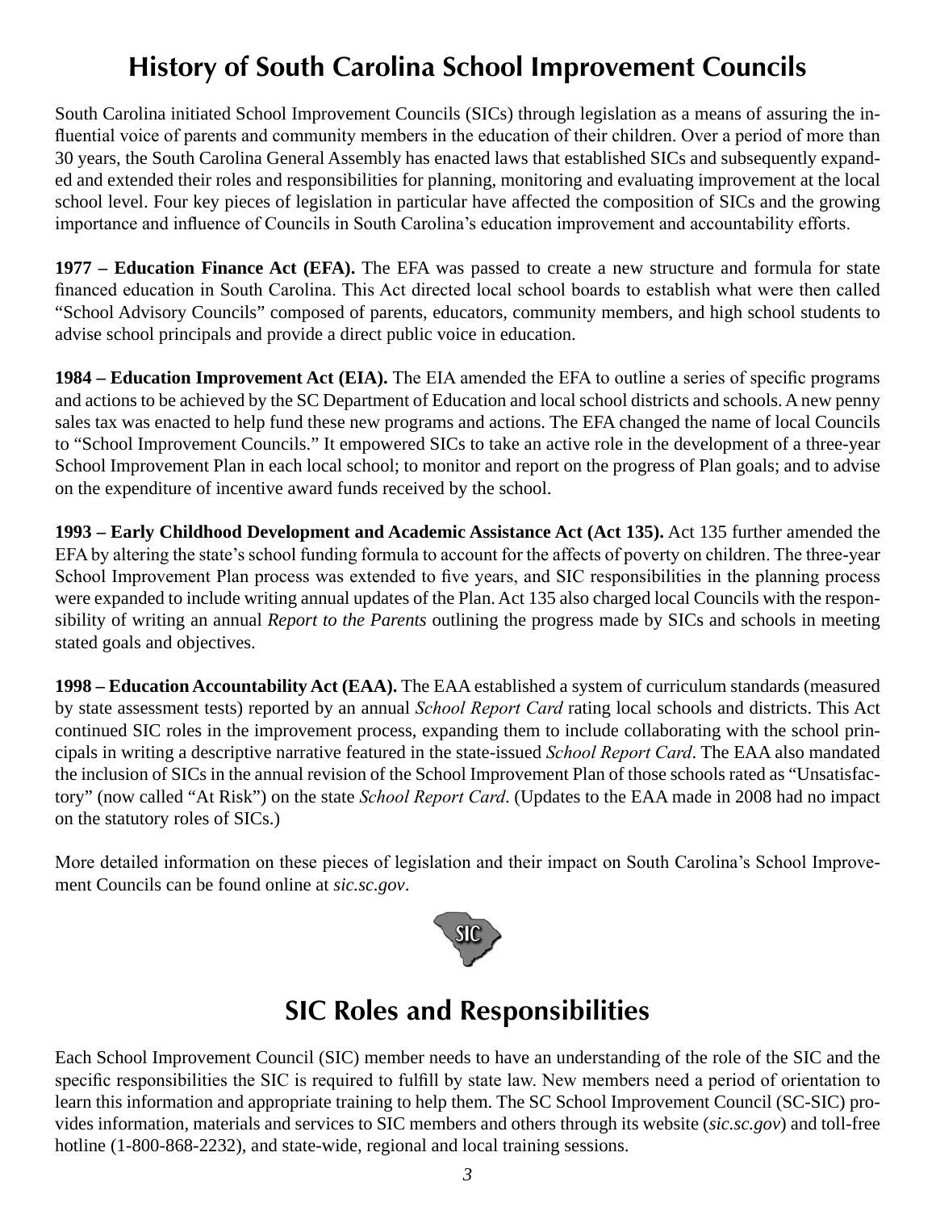# History of South Carolina School Improvement Councils

South Carolina initiated School Improvement Councils (SICs) through legislation as a means of assuring the influential voice of parents and community members in the education of their children. Over a period of more than 30 years, the South Carolina General Assembly has enacted laws that established SICs and subsequently expanded and extended their roles and responsibilities for planning, monitoring and evaluating improvement at the local school level. Four key pieces of legislation in particular have affected the composition of SICs and the growing importance and influence of Councils in South Carolina's education improvement and accountability efforts.

**1977 – Education Finance Act (EFA).** The EFA was passed to create a new structure and formula for state financed education in South Carolina. This Act directed local school boards to establish what were then called "School Advisory Councils" composed of parents, educators, community members, and high school students to advise school principals and provide a direct public voice in education.

**1984 – Education Improvement Act (EIA).** The EIA amended the EFA to outline a series of specific programs and actions to be achieved by the SC Department of Education and local school districts and schools. A new penny sales tax was enacted to help fund these new programs and actions. The EFA changed the name of local Councils to "School Improvement Councils." It empowered SICs to take an active role in the development of a three-year School Improvement Plan in each local school; to monitor and report on the progress of Plan goals; and to advise on the expenditure of incentive award funds received by the school.

**1993 – Early Childhood Development and Academic Assistance Act (Act 135).** Act 135 further amended the EFA by altering the state's school funding formula to account for the affects of poverty on children. The three-year School Improvement Plan process was extended to five years, and SIC responsibilities in the planning process were expanded to include writing annual updates of the Plan. Act 135 also charged local Councils with the responsibility of writing an annual *Report to the Parents* outlining the progress made by SICs and schools in meeting stated goals and objectives.

**1998 – Education Accountability Act (EAA).** The EAA established a system of curriculum standards (measured by state assessment tests) reported by an annual *School Report Card* rating local schools and districts. This Act continued SIC roles in the improvement process, expanding them to include collaborating with the school principals in writing a descriptive narrative featured in the state-issued *School Report Card*. The EAA also mandated the inclusion of SICs in the annual revision of the School Improvement Plan of those schools rated as "Unsatisfactory" (now called "At Risk") on the state *School Report Card*. (Updates to the EAA made in 2008 had no impact on the statutory roles of SICs.)

More detailed information on these pieces of legislation and their impact on South Carolina's School Improvement Councils can be found online at *sic.sc.gov*.

# SIC Roles and Responsibilities

Each School Improvement Council (SIC) member needs to have an understanding of the role of the SIC and the specific responsibilities the SIC is required to fulfill by state law. New members need a period of orientation to learn this information and appropriate training to help them. The SC School Improvement Council (SC-SIC) provides information, materials and services to SIC members and others through its website (*sic.sc.gov*) and toll-free hotline (1-800-868-2232), and state-wide, regional and local training sessions.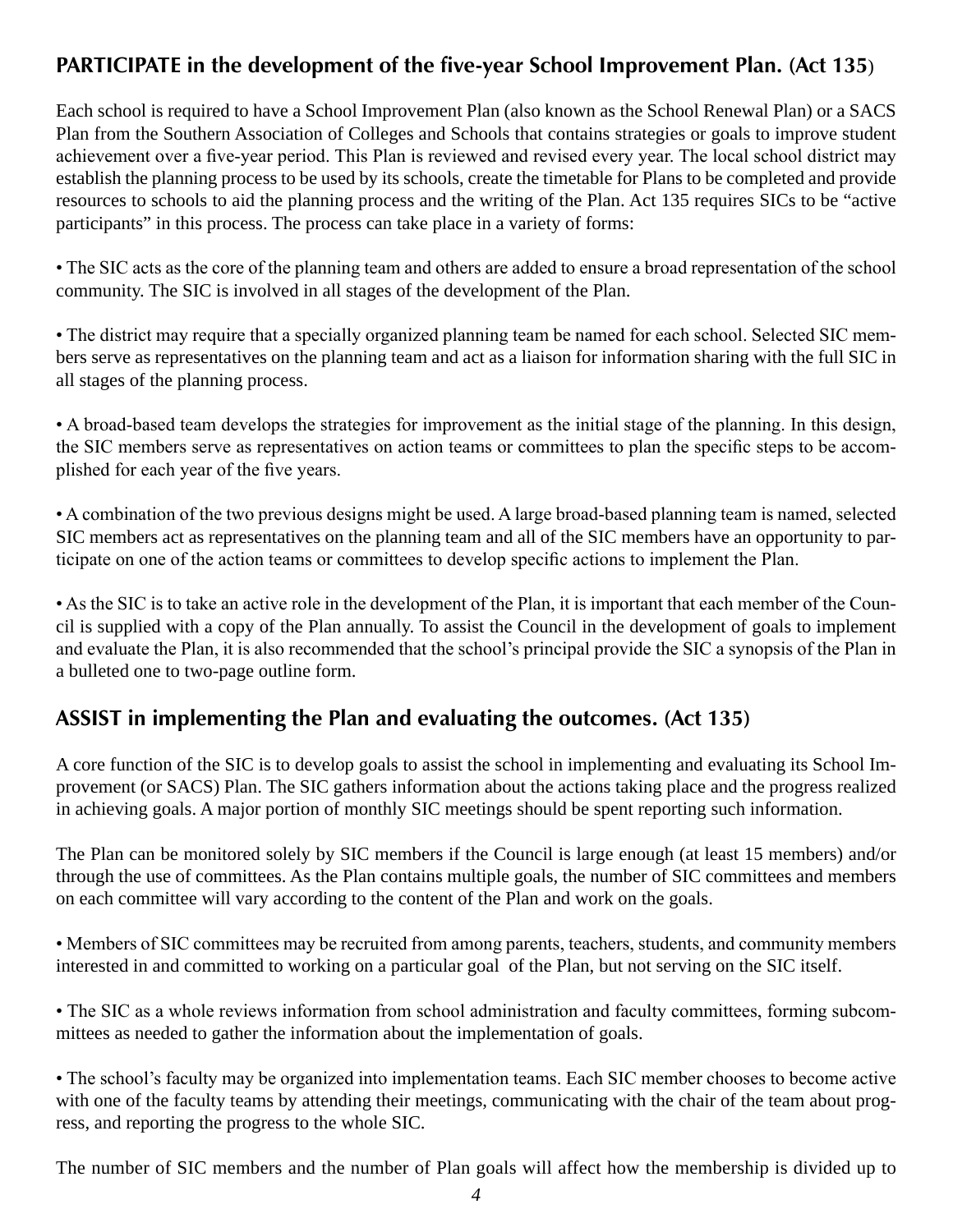## PARTICIPATE in the development of the five-year School Improvement Plan. (Act 135)

Each school is required to have a School Improvement Plan (also known as the School Renewal Plan) or a SACS Plan from the Southern Association of Colleges and Schools that contains strategies or goals to improve student achievement over a five-year period. This Plan is reviewed and revised every year. The local school district may establish the planning process to be used by its schools, create the timetable for Plans to be completed and provide resources to schools to aid the planning process and the writing of the Plan. Act 135 requires SICs to be "active participants" in this process. The process can take place in a variety of forms:

• The SIC acts as the core of the planning team and others are added to ensure a broad representation of the school community. The SIC is involved in all stages of the development of the Plan.

• The district may require that a specially organized planning team be named for each school. Selected SIC members serve as representatives on the planning team and act as a liaison for information sharing with the full SIC in all stages of the planning process.

• A broad-based team develops the strategies for improvement as the initial stage of the planning. In this design, the SIC members serve as representatives on action teams or committees to plan the specific steps to be accomplished for each year of the five years.

• A combination of the two previous designs might be used. A large broad-based planning team is named, selected SIC members act as representatives on the planning team and all of the SIC members have an opportunity to participate on one of the action teams or committees to develop specific actions to implement the Plan.

• As the SIC is to take an active role in the development of the Plan, it is important that each member of the Council is supplied with a copy of the Plan annually. To assist the Council in the development of goals to implement and evaluate the Plan, it is also recommended that the school's principal provide the SIC a synopsis of the Plan in a bulleted one to two-page outline form.

## ASSIST in implementing the Plan and evaluating the outcomes. (Act 135)

A core function of the SIC is to develop goals to assist the school in implementing and evaluating its School Improvement (or SACS) Plan. The SIC gathers information about the actions taking place and the progress realized in achieving goals. A major portion of monthly SIC meetings should be spent reporting such information.

The Plan can be monitored solely by SIC members if the Council is large enough (at least 15 members) and/or through the use of committees. As the Plan contains multiple goals, the number of SIC committees and members on each committee will vary according to the content of the Plan and work on the goals.

• Members of SIC committees may be recruited from among parents, teachers, students, and community members interested in and committed to working on a particular goal of the Plan, but not serving on the SIC itself.

• The SIC as a whole reviews information from school administration and faculty committees, forming subcommittees as needed to gather the information about the implementation of goals.

• The school's faculty may be organized into implementation teams. Each SIC member chooses to become active with one of the faculty teams by attending their meetings, communicating with the chair of the team about progress, and reporting the progress to the whole SIC.

The number of SIC members and the number of Plan goals will affect how the membership is divided up to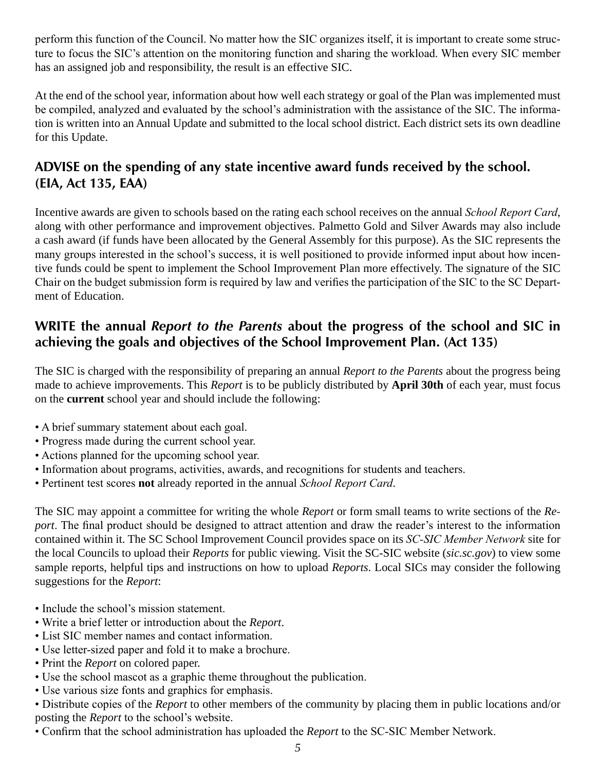perform this function of the Council. No matter how the SIC organizes itself, it is important to create some structure to focus the SIC's attention on the monitoring function and sharing the workload. When every SIC member has an assigned job and responsibility, the result is an effective SIC.

At the end of the school year, information about how well each strategy or goal of the Plan was implemented must be compiled, analyzed and evaluated by the school's administration with the assistance of the SIC. The information is written into an Annual Update and submitted to the local school district. Each district sets its own deadline for this Update.

## ADVISE on the spending of any state incentive award funds received by the school. (EIA, Act 135, EAA)

Incentive awards are given to schools based on the rating each school receives on the annual *School Report Card*, along with other performance and improvement objectives. Palmetto Gold and Silver Awards may also include a cash award (if funds have been allocated by the General Assembly for this purpose). As the SIC represents the many groups interested in the school's success, it is well positioned to provide informed input about how incentive funds could be spent to implement the School Improvement Plan more effectively. The signature of the SIC Chair on the budget submission form is required by law and verifies the participation of the SIC to the SC Department of Education.

## WRITE the annual *Report to the Parents* about the progress of the school and SIC in achieving the goals and objectives of the School Improvement Plan. (Act 135)

The SIC is charged with the responsibility of preparing an annual *Report to the Parents* about the progress being made to achieve improvements. This *Report* is to be publicly distributed by **April 30th** of each year, must focus on the **current** school year and should include the following:

- A brief summary statement about each goal.
- Progress made during the current school year.
- Actions planned for the upcoming school year.
- Information about programs, activities, awards, and recognitions for students and teachers.
- Pertinent test scores **not** already reported in the annual *School Report Card*.

The SIC may appoint a committee for writing the whole *Report* or form small teams to write sections of the *Report*. The final product should be designed to attract attention and draw the reader's interest to the information contained within it. The SC School Improvement Council provides space on its *SC-SIC Member Network* site for the local Councils to upload their *Reports* for public viewing. Visit the SC-SIC website (*sic.sc.gov*) to view some sample reports, helpful tips and instructions on how to upload *Reports*. Local SICs may consider the following suggestions for the *Report*:

- Include the school's mission statement.
- Write a brief letter or introduction about the *Report*.
- List SIC member names and contact information.
- Use letter-sized paper and fold it to make a brochure.
- Print the *Report* on colored paper.
- Use the school mascot as a graphic theme throughout the publication.
- Use various size fonts and graphics for emphasis.
- Distribute copies of the *Report* to other members of the community by placing them in public locations and/or posting the *Report* to the school's website.
- Confirm that the school administration has uploaded the *Report* to the SC-SIC Member Network.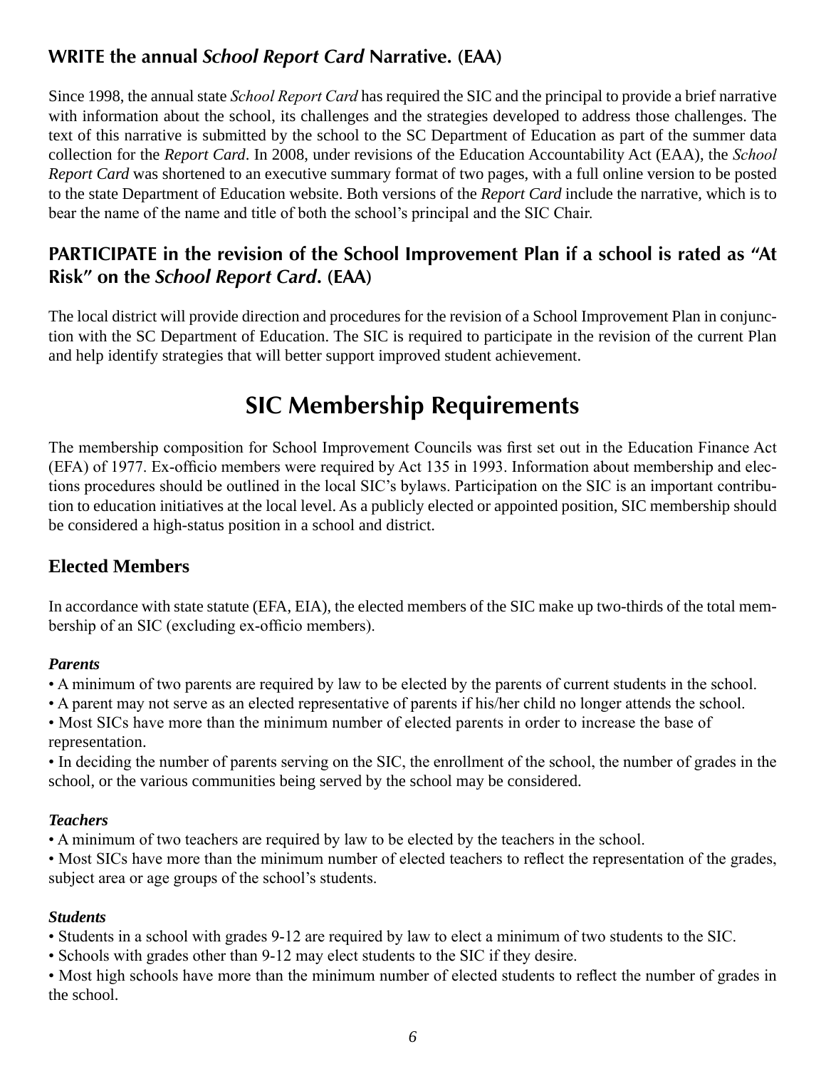### WRITE the annual *School Report Card* Narrative. (EAA)

Since 1998, the annual state *School Report Card* has required the SIC and the principal to provide a brief narrative with information about the school, its challenges and the strategies developed to address those challenges. The text of this narrative is submitted by the school to the SC Department of Education as part of the summer data collection for the *Report Card*. In 2008, under revisions of the Education Accountability Act (EAA), the *School Report Card* was shortened to an executive summary format of two pages, with a full online version to be posted to the state Department of Education website. Both versions of the *Report Card* include the narrative, which is to bear the name of the name and title of both the school's principal and the SIC Chair.

### PARTICIPATE in the revision of the School Improvement Plan if a school is rated as "At Risk" on the *School Report Card*. (EAA)

The local district will provide direction and procedures for the revision of a School Improvement Plan in conjunction with the SC Department of Education. The SIC is required to participate in the revision of the current Plan and help identify strategies that will better support improved student achievement.

## SIC Membership Requirements

The membership composition for School Improvement Councils was first set out in the Education Finance Act (EFA) of 1977. Ex-officio members were required by Act 135 in 1993. Information about membership and elections procedures should be outlined in the local SIC's bylaws. Participation on the SIC is an important contribution to education initiatives at the local level. As a publicly elected or appointed position, SIC membership should be considered a high-status position in a school and district.

### Elected Members

In accordance with state statute (EFA, EIA), the elected members of the SIC make up two-thirds of the total membership of an SIC (excluding ex-officio members).

***Parents***

- A minimum of two parents are required by law to be elected by the parents of current students in the school.
- A parent may not serve as an elected representative of parents if his/her child no longer attends the school.
- Most SICs have more than the minimum number of elected parents in order to increase the base of representation.
- In deciding the number of parents serving on the SIC, the enrollment of the school, the number of grades in the school, or the various communities being served by the school may be considered.

***Teachers***

- A minimum of two teachers are required by law to be elected by the teachers in the school.
- Most SICs have more than the minimum number of elected teachers to reflect the representation of the grades, subject area or age groups of the school's students.

***Students***

- Students in a school with grades 9-12 are required by law to elect a minimum of two students to the SIC.
- Schools with grades other than 9-12 may elect students to the SIC if they desire.
- Most high schools have more than the minimum number of elected students to reflect the number of grades in the school.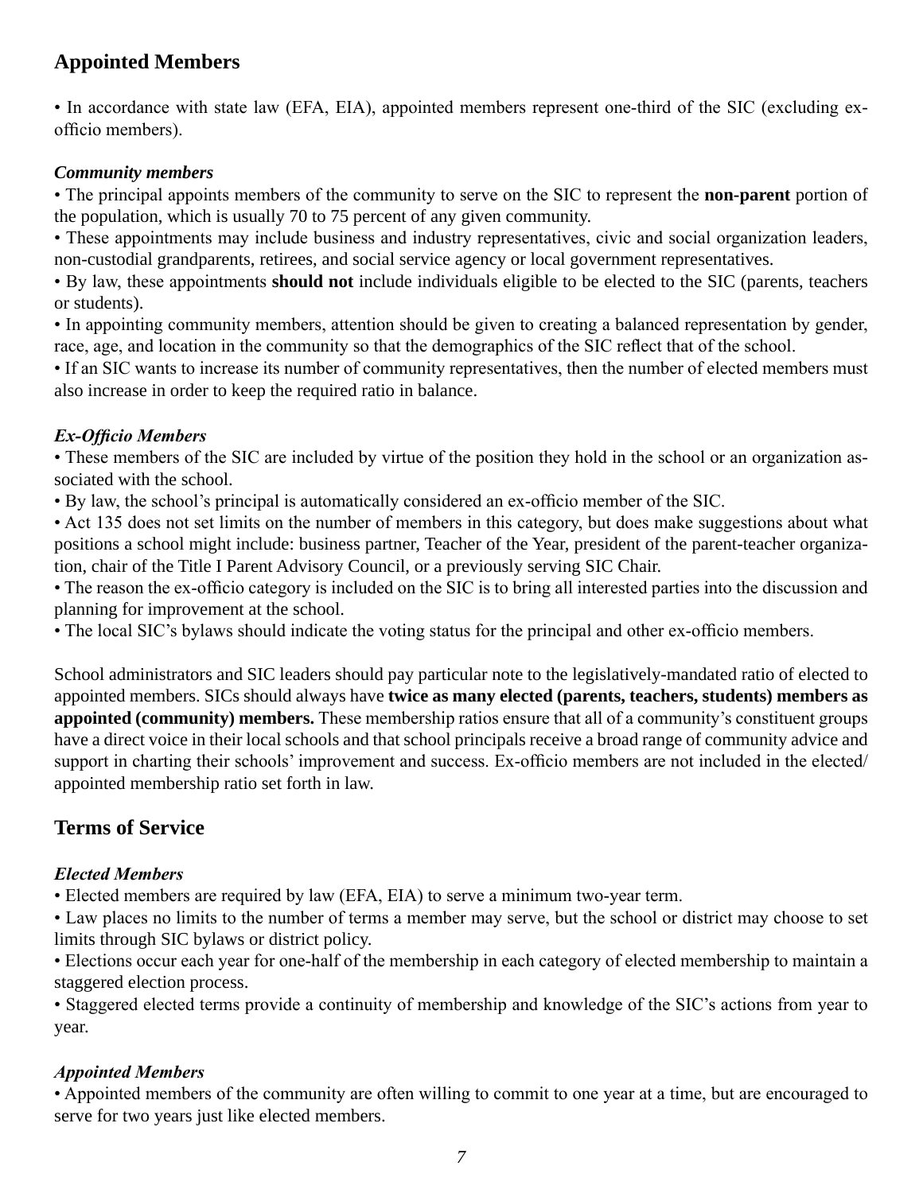## Appointed Members

• In accordance with state law (EFA, EIA), appointed members represent one-third of the SIC (excluding ex-officio members).

### *Community members*

• The principal appoints members of the community to serve on the SIC to represent the **non-parent** portion of the population, which is usually 70 to 75 percent of any given community.
• These appointments may include business and industry representatives, civic and social organization leaders, non-custodial grandparents, retirees, and social service agency or local government representatives.
• By law, these appointments **should not** include individuals eligible to be elected to the SIC (parents, teachers or students).
• In appointing community members, attention should be given to creating a balanced representation by gender, race, age, and location in the community so that the demographics of the SIC reflect that of the school.
• If an SIC wants to increase its number of community representatives, then the number of elected members must also increase in order to keep the required ratio in balance.

### *Ex-Officio Members*

• These members of the SIC are included by virtue of the position they hold in the school or an organization associated with the school.
• By law, the school's principal is automatically considered an ex-officio member of the SIC.
• Act 135 does not set limits on the number of members in this category, but does make suggestions about what positions a school might include: business partner, Teacher of the Year, president of the parent-teacher organization, chair of the Title I Parent Advisory Council, or a previously serving SIC Chair.
• The reason the ex-officio category is included on the SIC is to bring all interested parties into the discussion and planning for improvement at the school.
• The local SIC's bylaws should indicate the voting status for the principal and other ex-officio members.

School administrators and SIC leaders should pay particular note to the legislatively-mandated ratio of elected to appointed members. SICs should always have **twice as many elected (parents, teachers, students) members as appointed (community) members.** These membership ratios ensure that all of a community's constituent groups have a direct voice in their local schools and that school principals receive a broad range of community advice and support in charting their schools' improvement and success. Ex-officio members are not included in the elected/appointed membership ratio set forth in law.

## Terms of Service

### *Elected Members*

• Elected members are required by law (EFA, EIA) to serve a minimum two-year term.
• Law places no limits to the number of terms a member may serve, but the school or district may choose to set limits through SIC bylaws or district policy.
• Elections occur each year for one-half of the membership in each category of elected membership to maintain a staggered election process.
• Staggered elected terms provide a continuity of membership and knowledge of the SIC's actions from year to year.

### *Appointed Members*

• Appointed members of the community are often willing to commit to one year at a time, but are encouraged to serve for two years just like elected members.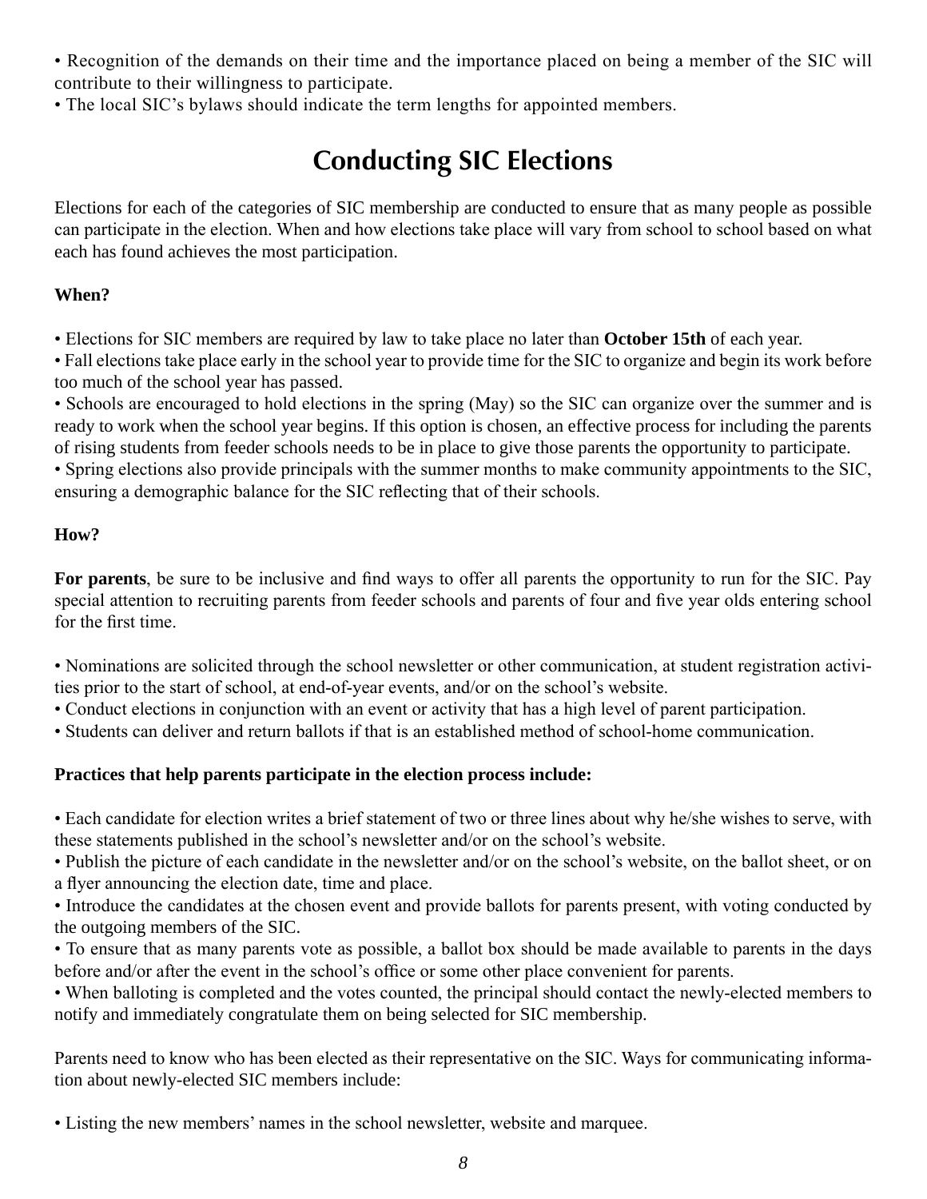- Recognition of the demands on their time and the importance placed on being a member of the SIC will contribute to their willingness to participate.
- The local SIC's bylaws should indicate the term lengths for appointed members.

# Conducting SIC Elections

Elections for each of the categories of SIC membership are conducted to ensure that as many people as possible can participate in the election. When and how elections take place will vary from school to school based on what each has found achieves the most participation.

**When?**

- Elections for SIC members are required by law to take place no later than **October 15th** of each year.
- Fall elections take place early in the school year to provide time for the SIC to organize and begin its work before too much of the school year has passed.
- Schools are encouraged to hold elections in the spring (May) so the SIC can organize over the summer and is ready to work when the school year begins. If this option is chosen, an effective process for including the parents of rising students from feeder schools needs to be in place to give those parents the opportunity to participate.
- Spring elections also provide principals with the summer months to make community appointments to the SIC, ensuring a demographic balance for the SIC reflecting that of their schools.

**How?**

**For parents**, be sure to be inclusive and find ways to offer all parents the opportunity to run for the SIC. Pay special attention to recruiting parents from feeder schools and parents of four and five year olds entering school for the first time.

- Nominations are solicited through the school newsletter or other communication, at student registration activities prior to the start of school, at end-of-year events, and/or on the school's website.
- Conduct elections in conjunction with an event or activity that has a high level of parent participation.
- Students can deliver and return ballots if that is an established method of school-home communication.

**Practices that help parents participate in the election process include:**

- Each candidate for election writes a brief statement of two or three lines about why he/she wishes to serve, with these statements published in the school's newsletter and/or on the school's website.
- Publish the picture of each candidate in the newsletter and/or on the school's website, on the ballot sheet, or on a flyer announcing the election date, time and place.
- Introduce the candidates at the chosen event and provide ballots for parents present, with voting conducted by the outgoing members of the SIC.
- To ensure that as many parents vote as possible, a ballot box should be made available to parents in the days before and/or after the event in the school's office or some other place convenient for parents.
- When balloting is completed and the votes counted, the principal should contact the newly-elected members to notify and immediately congratulate them on being selected for SIC membership.

Parents need to know who has been elected as their representative on the SIC. Ways for communicating information about newly-elected SIC members include:

- Listing the new members' names in the school newsletter, website and marquee.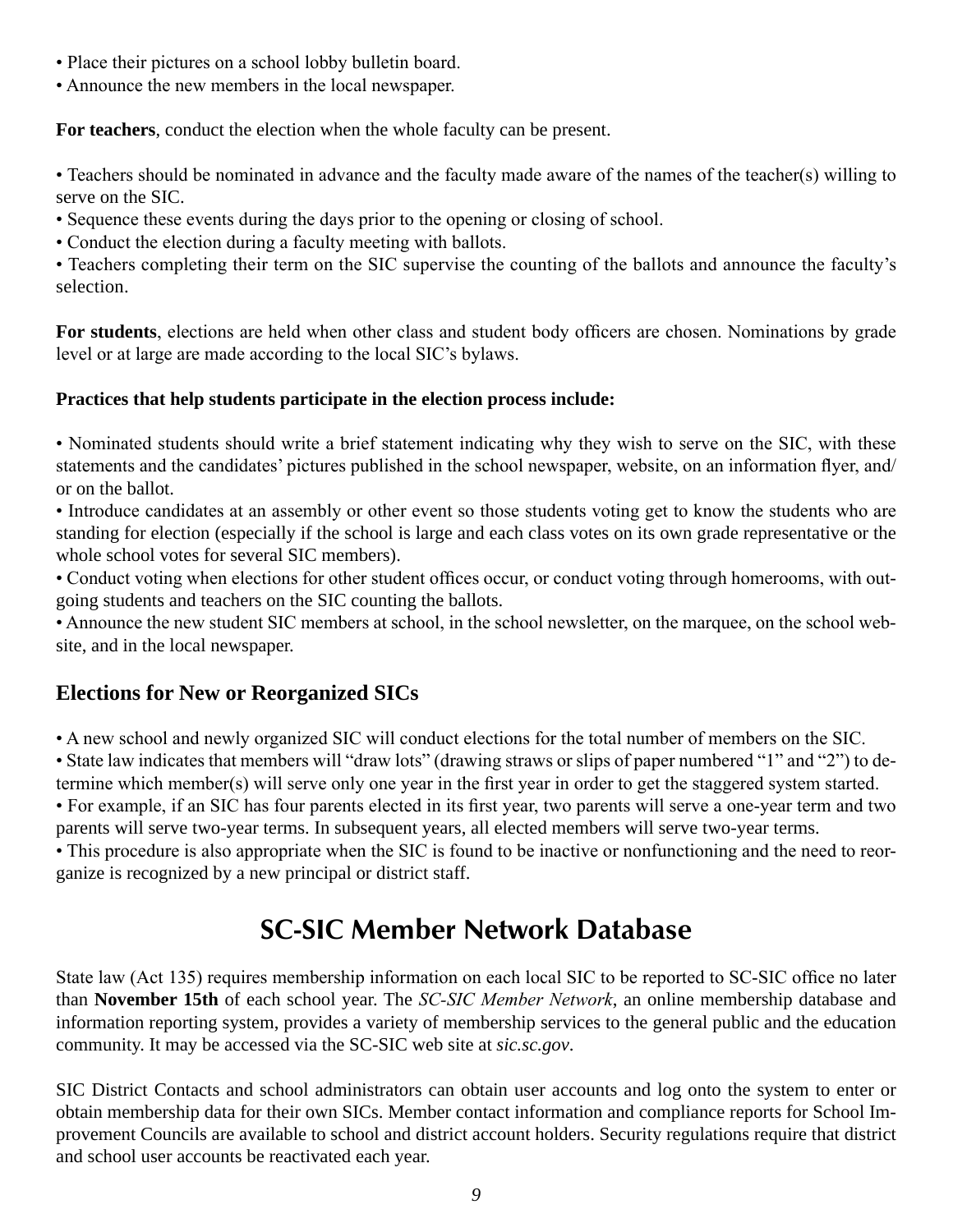- Place their pictures on a school lobby bulletin board.
- Announce the new members in the local newspaper.

**For teachers**, conduct the election when the whole faculty can be present.

- Teachers should be nominated in advance and the faculty made aware of the names of the teacher(s) willing to serve on the SIC.
- Sequence these events during the days prior to the opening or closing of school.
- Conduct the election during a faculty meeting with ballots.
- Teachers completing their term on the SIC supervise the counting of the ballots and announce the faculty's selection.

**For students**, elections are held when other class and student body officers are chosen. Nominations by grade level or at large are made according to the local SIC's bylaws.

**Practices that help students participate in the election process include:**

- Nominated students should write a brief statement indicating why they wish to serve on the SIC, with these statements and the candidates' pictures published in the school newspaper, website, on an information flyer, and/or on the ballot.
- Introduce candidates at an assembly or other event so those students voting get to know the students who are standing for election (especially if the school is large and each class votes on its own grade representative or the whole school votes for several SIC members).
- Conduct voting when elections for other student offices occur, or conduct voting through homerooms, with outgoing students and teachers on the SIC counting the ballots.
- Announce the new student SIC members at school, in the school newsletter, on the marquee, on the school website, and in the local newspaper.

### Elections for New or Reorganized SICs

- A new school and newly organized SIC will conduct elections for the total number of members on the SIC.
- State law indicates that members will "draw lots" (drawing straws or slips of paper numbered "1" and "2") to determine which member(s) will serve only one year in the first year in order to get the staggered system started.
- For example, if an SIC has four parents elected in its first year, two parents will serve a one-year term and two parents will serve two-year terms. In subsequent years, all elected members will serve two-year terms.
- This procedure is also appropriate when the SIC is found to be inactive or nonfunctioning and the need to reorganize is recognized by a new principal or district staff.

## SC-SIC Member Network Database

State law (Act 135) requires membership information on each local SIC to be reported to SC-SIC office no later than **November 15th** of each school year. The *SC-SIC Member Network*, an online membership database and information reporting system, provides a variety of membership services to the general public and the education community. It may be accessed via the SC-SIC web site at *sic.sc.gov*.

SIC District Contacts and school administrators can obtain user accounts and log onto the system to enter or obtain membership data for their own SICs. Member contact information and compliance reports for School Improvement Councils are available to school and district account holders. Security regulations require that district and school user accounts be reactivated each year.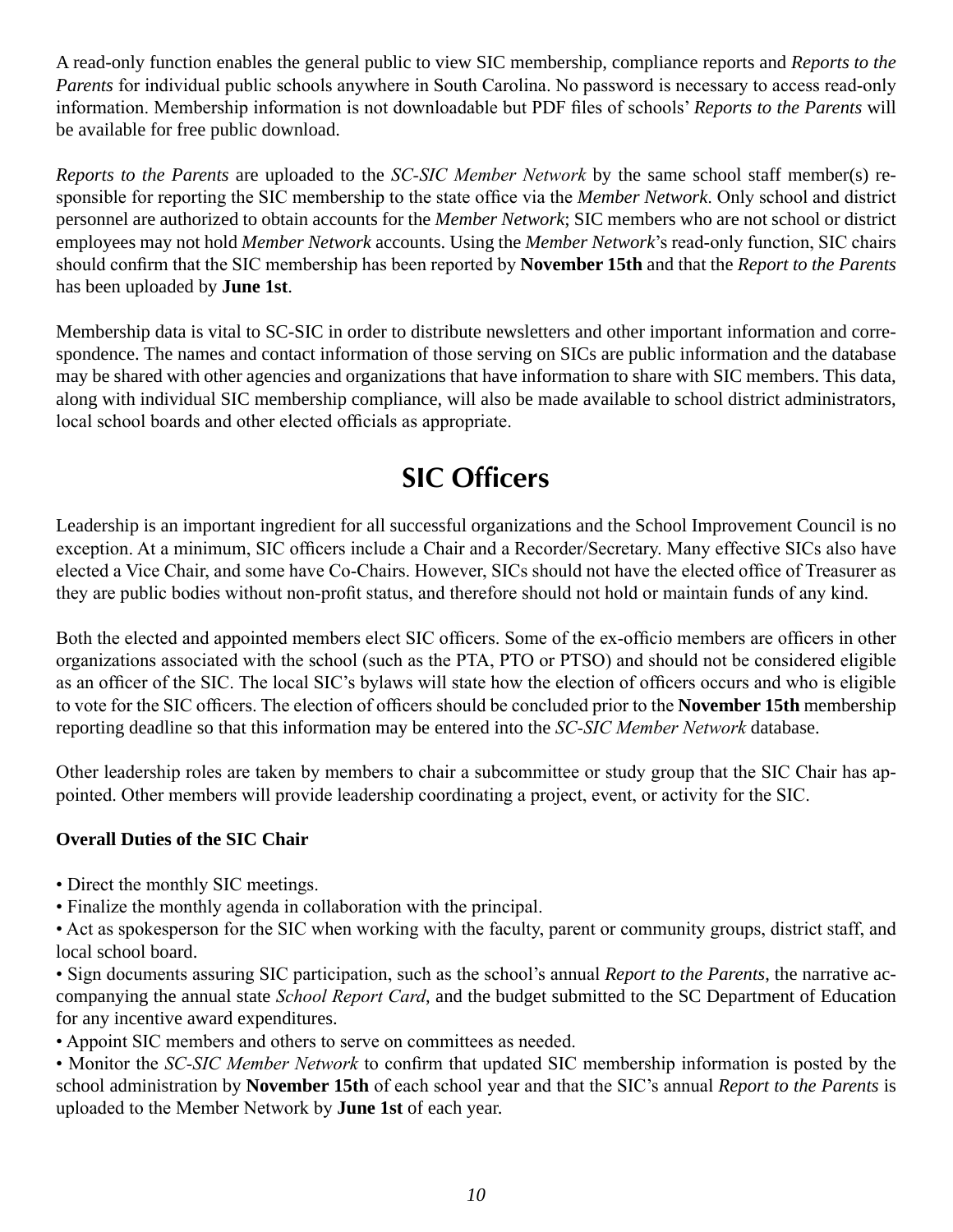A read-only function enables the general public to view SIC membership, compliance reports and *Reports to the Parents* for individual public schools anywhere in South Carolina. No password is necessary to access read-only information. Membership information is not downloadable but PDF files of schools' *Reports to the Parents* will be available for free public download.

*Reports to the Parents* are uploaded to the *SC-SIC Member Network* by the same school staff member(s) responsible for reporting the SIC membership to the state office via the *Member Network*. Only school and district personnel are authorized to obtain accounts for the *Member Network*; SIC members who are not school or district employees may not hold *Member Network* accounts. Using the *Member Network*'s read-only function, SIC chairs should confirm that the SIC membership has been reported by **November 15th** and that the *Report to the Parents* has been uploaded by **June 1st**.

Membership data is vital to SC-SIC in order to distribute newsletters and other important information and correspondence. The names and contact information of those serving on SICs are public information and the database may be shared with other agencies and organizations that have information to share with SIC members. This data, along with individual SIC membership compliance, will also be made available to school district administrators, local school boards and other elected officials as appropriate.

# SIC Officers

Leadership is an important ingredient for all successful organizations and the School Improvement Council is no exception. At a minimum, SIC officers include a Chair and a Recorder/Secretary. Many effective SICs also have elected a Vice Chair, and some have Co-Chairs. However, SICs should not have the elected office of Treasurer as they are public bodies without non-profit status, and therefore should not hold or maintain funds of any kind.

Both the elected and appointed members elect SIC officers. Some of the ex-officio members are officers in other organizations associated with the school (such as the PTA, PTO or PTSO) and should not be considered eligible as an officer of the SIC. The local SIC's bylaws will state how the election of officers occurs and who is eligible to vote for the SIC officers. The election of officers should be concluded prior to the **November 15th** membership reporting deadline so that this information may be entered into the *SC-SIC Member Network* database.

Other leadership roles are taken by members to chair a subcommittee or study group that the SIC Chair has appointed. Other members will provide leadership coordinating a project, event, or activity for the SIC.

**Overall Duties of the SIC Chair**

- Direct the monthly SIC meetings.
- Finalize the monthly agenda in collaboration with the principal.
- Act as spokesperson for the SIC when working with the faculty, parent or community groups, district staff, and local school board.
- Sign documents assuring SIC participation, such as the school's annual *Report to the Parents*, the narrative accompanying the annual state *School Report Card*, and the budget submitted to the SC Department of Education for any incentive award expenditures.
- Appoint SIC members and others to serve on committees as needed.
- Monitor the *SC-SIC Member Network* to confirm that updated SIC membership information is posted by the school administration by **November 15th** of each school year and that the SIC's annual *Report to the Parents* is uploaded to the Member Network by **June 1st** of each year.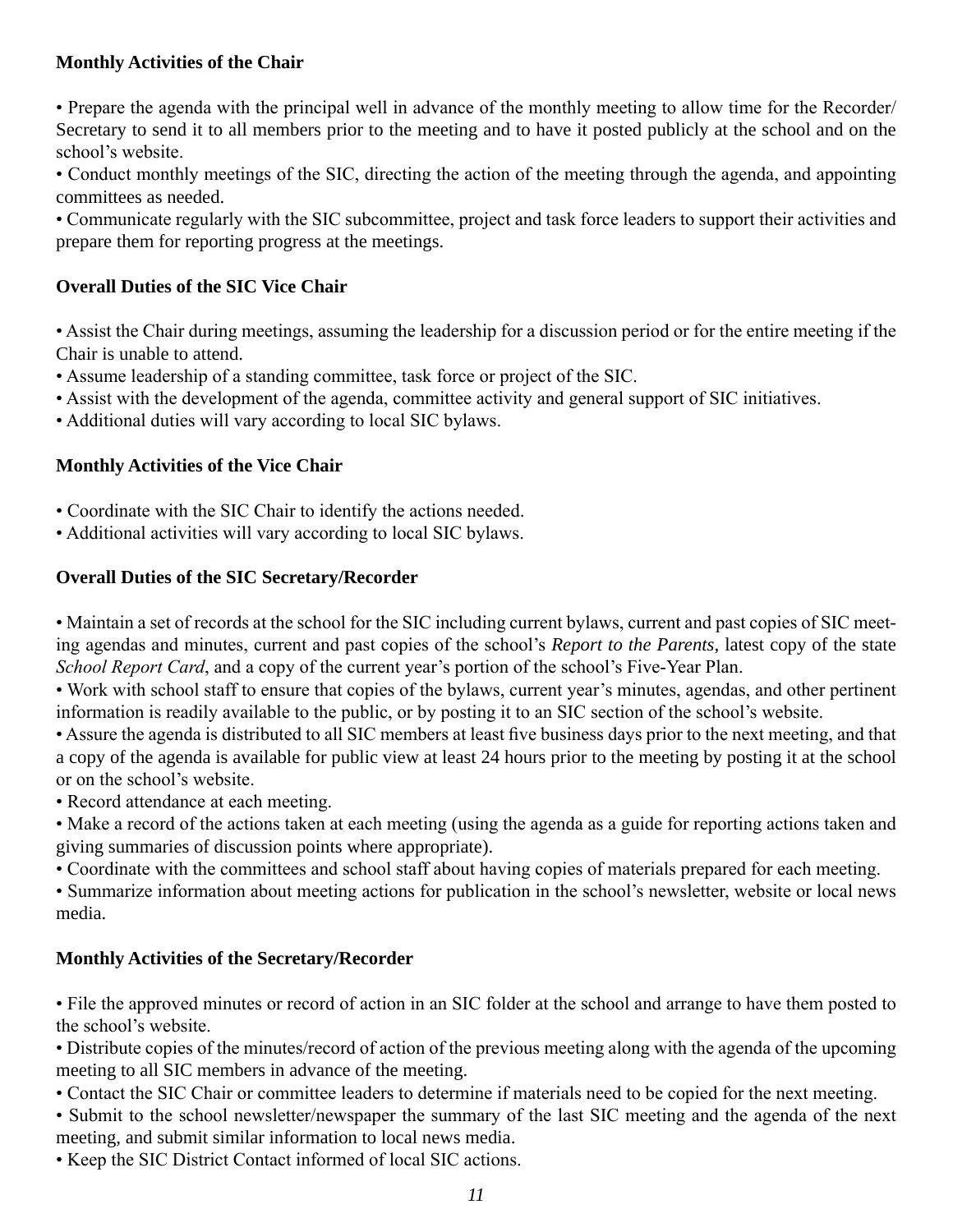**Monthly Activities of the Chair**

- Prepare the agenda with the principal well in advance of the monthly meeting to allow time for the Recorder/Secretary to send it to all members prior to the meeting and to have it posted publicly at the school and on the school's website.
- Conduct monthly meetings of the SIC, directing the action of the meeting through the agenda, and appointing committees as needed.
- Communicate regularly with the SIC subcommittee, project and task force leaders to support their activities and prepare them for reporting progress at the meetings.

**Overall Duties of the SIC Vice Chair**

- Assist the Chair during meetings, assuming the leadership for a discussion period or for the entire meeting if the Chair is unable to attend.
- Assume leadership of a standing committee, task force or project of the SIC.
- Assist with the development of the agenda, committee activity and general support of SIC initiatives.
- Additional duties will vary according to local SIC bylaws.

**Monthly Activities of the Vice Chair**

- Coordinate with the SIC Chair to identify the actions needed.
- Additional activities will vary according to local SIC bylaws.

**Overall Duties of the SIC Secretary/Recorder**

- Maintain a set of records at the school for the SIC including current bylaws, current and past copies of SIC meeting agendas and minutes, current and past copies of the school's *Report to the Parents*, latest copy of the state *School Report Card*, and a copy of the current year's portion of the school's Five-Year Plan.
- Work with school staff to ensure that copies of the bylaws, current year's minutes, agendas, and other pertinent information is readily available to the public, or by posting it to an SIC section of the school's website.
- Assure the agenda is distributed to all SIC members at least five business days prior to the next meeting, and that a copy of the agenda is available for public view at least 24 hours prior to the meeting by posting it at the school or on the school's website.
- Record attendance at each meeting.
- Make a record of the actions taken at each meeting (using the agenda as a guide for reporting actions taken and giving summaries of discussion points where appropriate).
- Coordinate with the committees and school staff about having copies of materials prepared for each meeting.
- Summarize information about meeting actions for publication in the school's newsletter, website or local news media.

**Monthly Activities of the Secretary/Recorder**

- File the approved minutes or record of action in an SIC folder at the school and arrange to have them posted to the school's website.
- Distribute copies of the minutes/record of action of the previous meeting along with the agenda of the upcoming meeting to all SIC members in advance of the meeting.
- Contact the SIC Chair or committee leaders to determine if materials need to be copied for the next meeting.
- Submit to the school newsletter/newspaper the summary of the last SIC meeting and the agenda of the next meeting, and submit similar information to local news media.
- Keep the SIC District Contact informed of local SIC actions.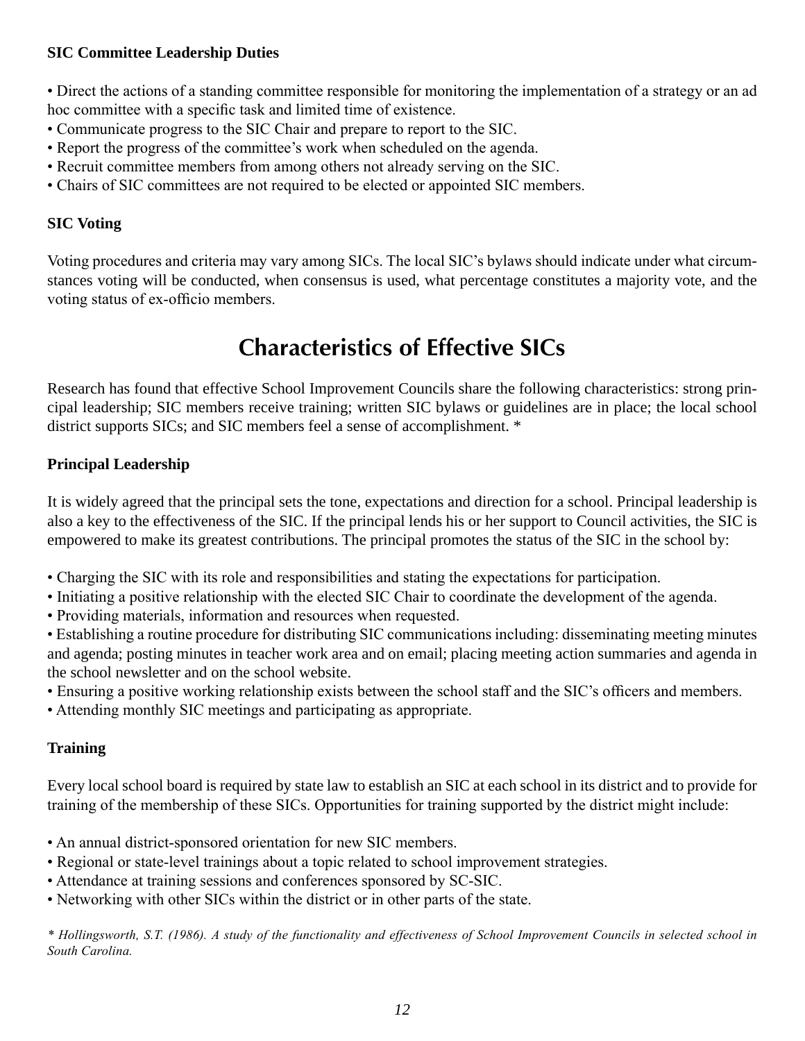### SIC Committee Leadership Duties

- Direct the actions of a standing committee responsible for monitoring the implementation of a strategy or an ad hoc committee with a specific task and limited time of existence.
- Communicate progress to the SIC Chair and prepare to report to the SIC.
- Report the progress of the committee's work when scheduled on the agenda.
- Recruit committee members from among others not already serving on the SIC.
- Chairs of SIC committees are not required to be elected or appointed SIC members.

### SIC Voting

Voting procedures and criteria may vary among SICs. The local SIC's bylaws should indicate under what circumstances voting will be conducted, when consensus is used, what percentage constitutes a majority vote, and the voting status of ex-officio members.

## Characteristics of Effective SICs

Research has found that effective School Improvement Councils share the following characteristics: strong principal leadership; SIC members receive training; written SIC bylaws or guidelines are in place; the local school district supports SICs; and SIC members feel a sense of accomplishment. *

### Principal Leadership

It is widely agreed that the principal sets the tone, expectations and direction for a school. Principal leadership is also a key to the effectiveness of the SIC. If the principal lends his or her support to Council activities, the SIC is empowered to make its greatest contributions. The principal promotes the status of the SIC in the school by:

- Charging the SIC with its role and responsibilities and stating the expectations for participation.
- Initiating a positive relationship with the elected SIC Chair to coordinate the development of the agenda.
- Providing materials, information and resources when requested.
- Establishing a routine procedure for distributing SIC communications including: disseminating meeting minutes and agenda; posting minutes in teacher work area and on email; placing meeting action summaries and agenda in the school newsletter and on the school website.
- Ensuring a positive working relationship exists between the school staff and the SIC's officers and members.
- Attending monthly SIC meetings and participating as appropriate.

### Training

Every local school board is required by state law to establish an SIC at each school in its district and to provide for training of the membership of these SICs. Opportunities for training supported by the district might include:

- An annual district-sponsored orientation for new SIC members.
- Regional or state-level trainings about a topic related to school improvement strategies.
- Attendance at training sessions and conferences sponsored by SC-SIC.
- Networking with other SICs within the district or in other parts of the state.

*\* Hollingsworth, S.T. (1986). A study of the functionality and effectiveness of School Improvement Councils in selected school in South Carolina.*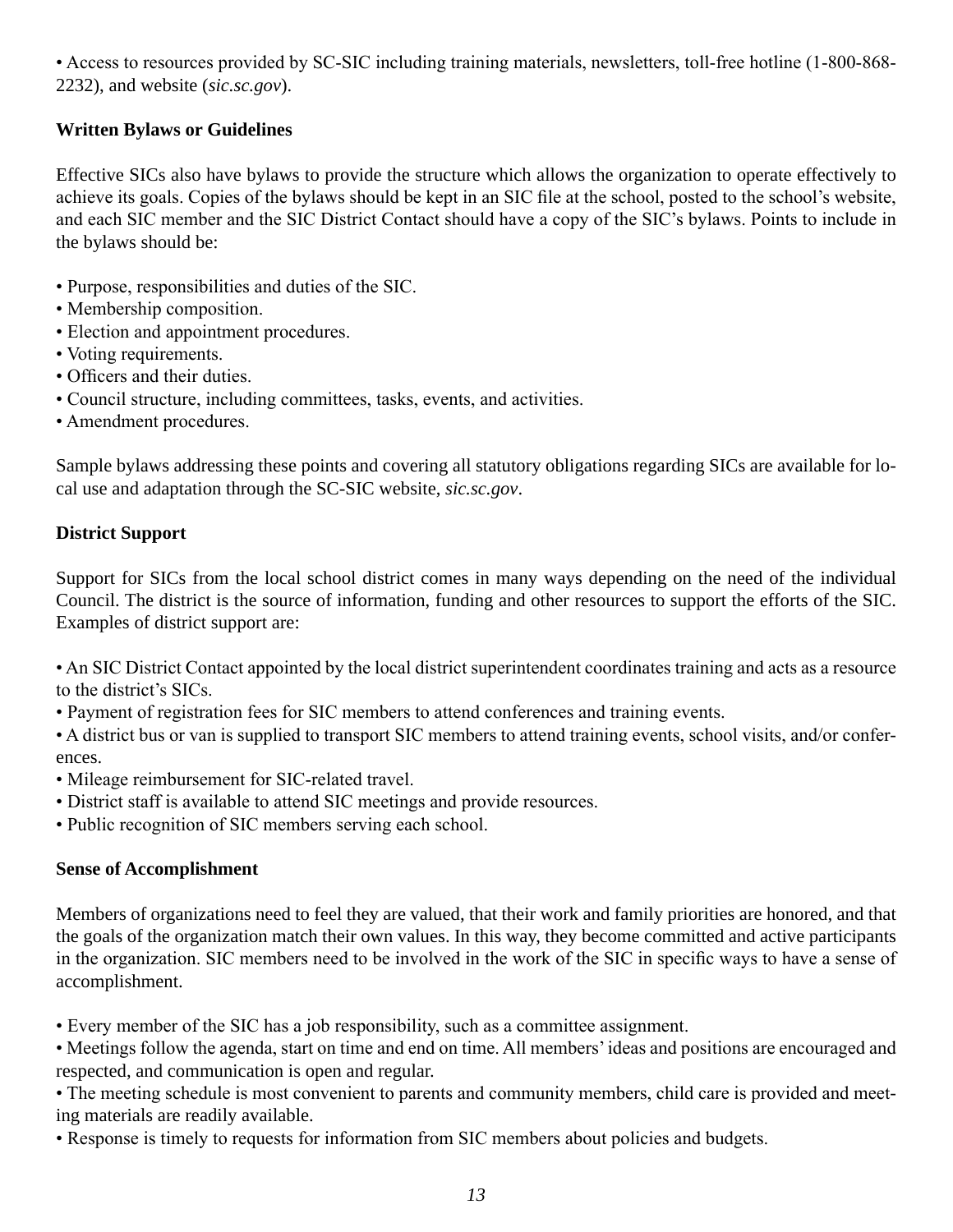- Access to resources provided by SC-SIC including training materials, newsletters, toll-free hotline (1-800-868-2232), and website (*sic.sc.gov*).

**Written Bylaws or Guidelines**

Effective SICs also have bylaws to provide the structure which allows the organization to operate effectively to achieve its goals. Copies of the bylaws should be kept in an SIC file at the school, posted to the school's website, and each SIC member and the SIC District Contact should have a copy of the SIC's bylaws. Points to include in the bylaws should be:

- Purpose, responsibilities and duties of the SIC.
- Membership composition.
- Election and appointment procedures.
- Voting requirements.
- Officers and their duties.
- Council structure, including committees, tasks, events, and activities.
- Amendment procedures.

Sample bylaws addressing these points and covering all statutory obligations regarding SICs are available for local use and adaptation through the SC-SIC website, *sic.sc.gov*.

**District Support**

Support for SICs from the local school district comes in many ways depending on the need of the individual Council. The district is the source of information, funding and other resources to support the efforts of the SIC. Examples of district support are:

- An SIC District Contact appointed by the local district superintendent coordinates training and acts as a resource to the district's SICs.
- Payment of registration fees for SIC members to attend conferences and training events.
- A district bus or van is supplied to transport SIC members to attend training events, school visits, and/or conferences.
- Mileage reimbursement for SIC-related travel.
- District staff is available to attend SIC meetings and provide resources.
- Public recognition of SIC members serving each school.

**Sense of Accomplishment**

Members of organizations need to feel they are valued, that their work and family priorities are honored, and that the goals of the organization match their own values. In this way, they become committed and active participants in the organization. SIC members need to be involved in the work of the SIC in specific ways to have a sense of accomplishment.

- Every member of the SIC has a job responsibility, such as a committee assignment.
- Meetings follow the agenda, start on time and end on time. All members' ideas and positions are encouraged and respected, and communication is open and regular.
- The meeting schedule is most convenient to parents and community members, child care is provided and meeting materials are readily available.
- Response is timely to requests for information from SIC members about policies and budgets.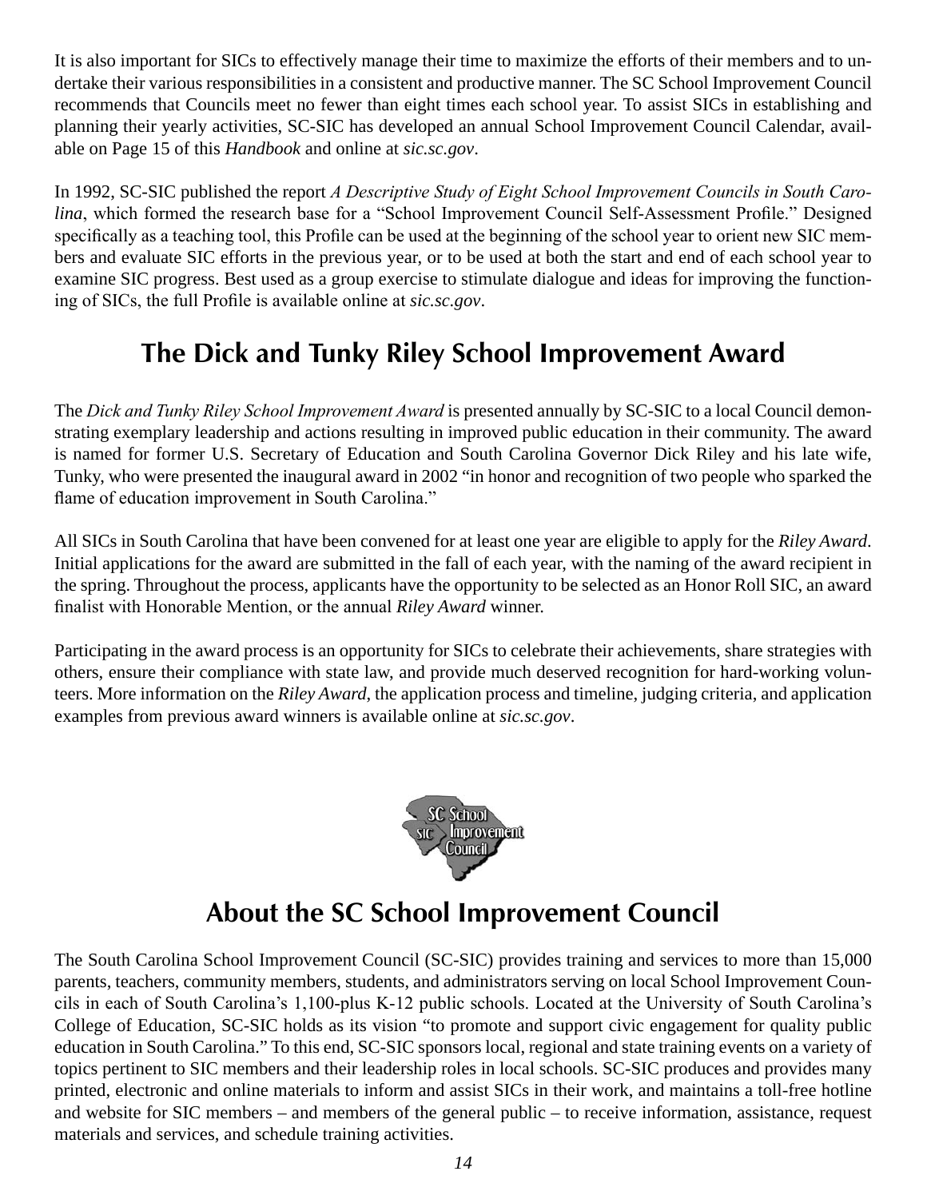It is also important for SICs to effectively manage their time to maximize the efforts of their members and to undertake their various responsibilities in a consistent and productive manner. The SC School Improvement Council recommends that Councils meet no fewer than eight times each school year. To assist SICs in establishing and planning their yearly activities, SC-SIC has developed an annual School Improvement Council Calendar, available on Page 15 of this *Handbook* and online at *sic.sc.gov*.

In 1992, SC-SIC published the report *A Descriptive Study of Eight School Improvement Councils in South Carolina*, which formed the research base for a "School Improvement Council Self-Assessment Profile." Designed specifically as a teaching tool, this Profile can be used at the beginning of the school year to orient new SIC members and evaluate SIC efforts in the previous year, or to be used at both the start and end of each school year to examine SIC progress. Best used as a group exercise to stimulate dialogue and ideas for improving the functioning of SICs, the full Profile is available online at *sic.sc.gov*.

## The Dick and Tunky Riley School Improvement Award

The *Dick and Tunky Riley School Improvement Award* is presented annually by SC-SIC to a local Council demonstrating exemplary leadership and actions resulting in improved public education in their community. The award is named for former U.S. Secretary of Education and South Carolina Governor Dick Riley and his late wife, Tunky, who were presented the inaugural award in 2002 "in honor and recognition of two people who sparked the flame of education improvement in South Carolina."

All SICs in South Carolina that have been convened for at least one year are eligible to apply for the *Riley Award*. Initial applications for the award are submitted in the fall of each year, with the naming of the award recipient in the spring. Throughout the process, applicants have the opportunity to be selected as an Honor Roll SIC, an award finalist with Honorable Mention, or the annual *Riley Award* winner.

Participating in the award process is an opportunity for SICs to celebrate their achievements, share strategies with others, ensure their compliance with state law, and provide much deserved recognition for hard-working volunteers. More information on the *Riley Award*, the application process and timeline, judging criteria, and application examples from previous award winners is available online at *sic.sc.gov*.

## About the SC School Improvement Council

The South Carolina School Improvement Council (SC-SIC) provides training and services to more than 15,000 parents, teachers, community members, students, and administrators serving on local School Improvement Councils in each of South Carolina's 1,100-plus K-12 public schools. Located at the University of South Carolina's College of Education, SC-SIC holds as its vision "to promote and support civic engagement for quality public education in South Carolina." To this end, SC-SIC sponsors local, regional and state training events on a variety of topics pertinent to SIC members and their leadership roles in local schools. SC-SIC produces and provides many printed, electronic and online materials to inform and assist SICs in their work, and maintains a toll-free hotline and website for SIC members – and members of the general public – to receive information, assistance, request materials and services, and schedule training activities.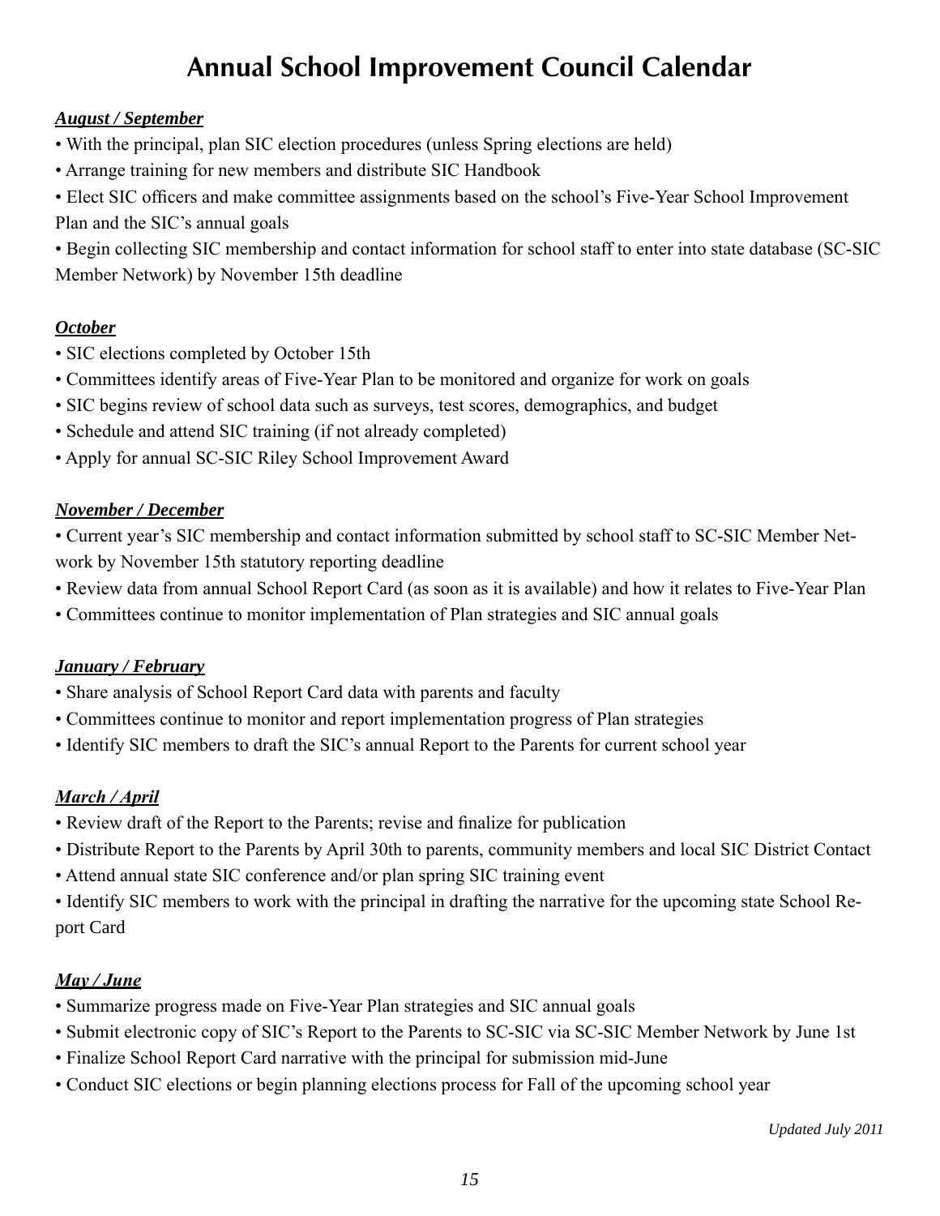# Annual School Improvement Council Calendar

***August / September***

- With the principal, plan SIC election procedures (unless Spring elections are held)
- Arrange training for new members and distribute SIC Handbook
- Elect SIC officers and make committee assignments based on the school's Five-Year School Improvement Plan and the SIC's annual goals
- Begin collecting SIC membership and contact information for school staff to enter into state database (SC-SIC Member Network) by November 15th deadline

***October***

- SIC elections completed by October 15th
- Committees identify areas of Five-Year Plan to be monitored and organize for work on goals
- SIC begins review of school data such as surveys, test scores, demographics, and budget
- Schedule and attend SIC training (if not already completed)
- Apply for annual SC-SIC Riley School Improvement Award

***November / December***

- Current year's SIC membership and contact information submitted by school staff to SC-SIC Member Network by November 15th statutory reporting deadline
- Review data from annual School Report Card (as soon as it is available) and how it relates to Five-Year Plan
- Committees continue to monitor implementation of Plan strategies and SIC annual goals

***January / February***

- Share analysis of School Report Card data with parents and faculty
- Committees continue to monitor and report implementation progress of Plan strategies
- Identify SIC members to draft the SIC's annual Report to the Parents for current school year

***March / April***

- Review draft of the Report to the Parents; revise and finalize for publication
- Distribute Report to the Parents by April 30th to parents, community members and local SIC District Contact
- Attend annual state SIC conference and/or plan spring SIC training event
- Identify SIC members to work with the principal in drafting the narrative for the upcoming state School Report Card

***May / June***

- Summarize progress made on Five-Year Plan strategies and SIC annual goals
- Submit electronic copy of SIC's Report to the Parents to SC-SIC via SC-SIC Member Network by June 1st
- Finalize School Report Card narrative with the principal for submission mid-June
- Conduct SIC elections or begin planning elections process for Fall of the upcoming school year

*Updated July 2011*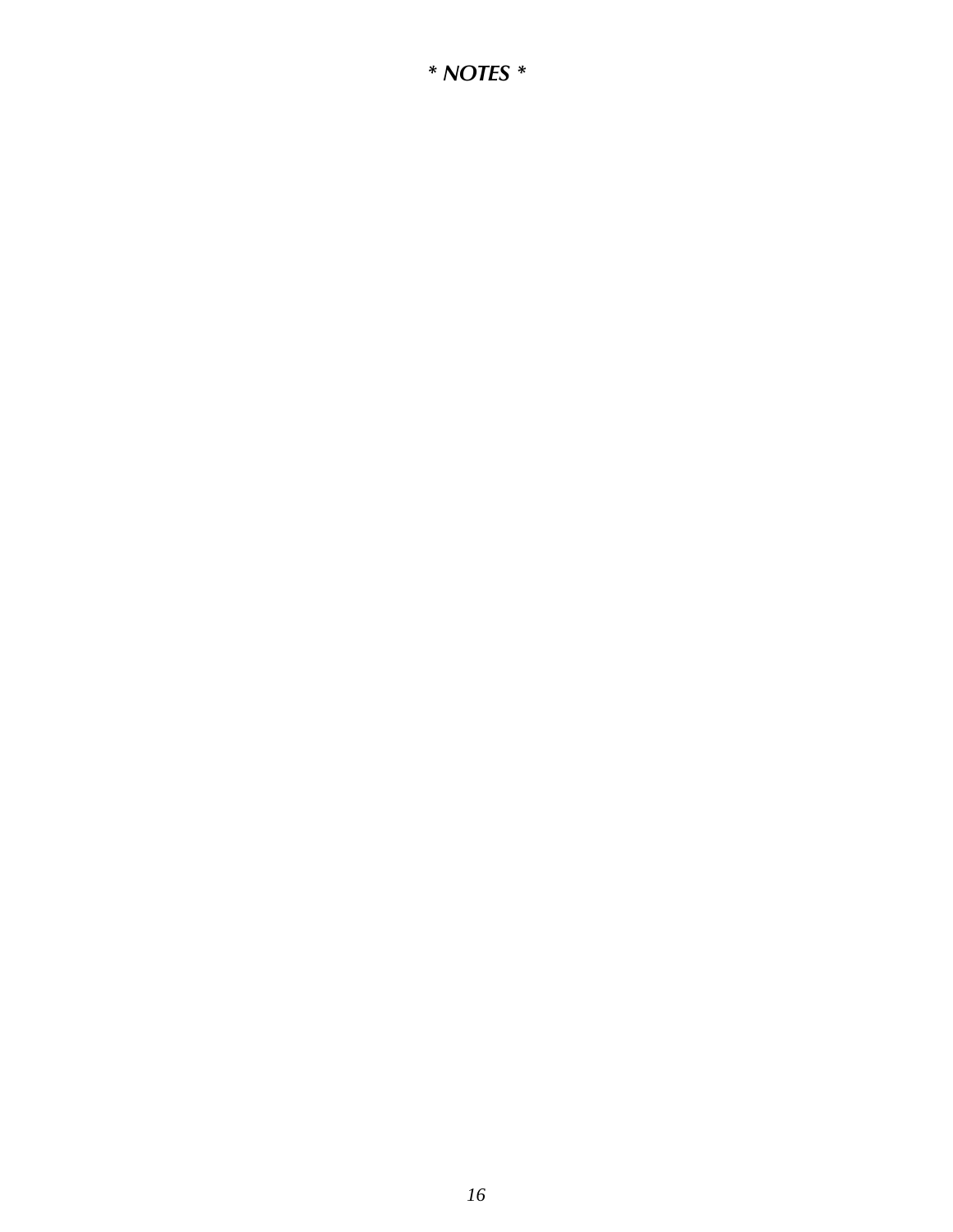***\* NOTES \****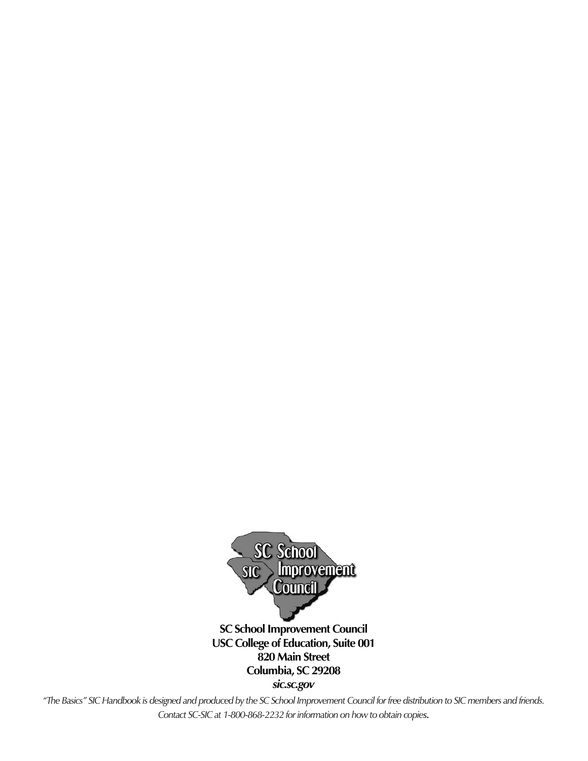**SC School Improvement Council**
**USC College of Education, Suite 001**
**820 Main Street**
**Columbia, SC 29208**
***sic.sc.gov***

*"The Basics" SIC Handbook is designed and produced by the SC School Improvement Council for free distribution to SIC members and friends. Contact SC-SIC at 1-800-868-2232 for information on how to obtain copies.*